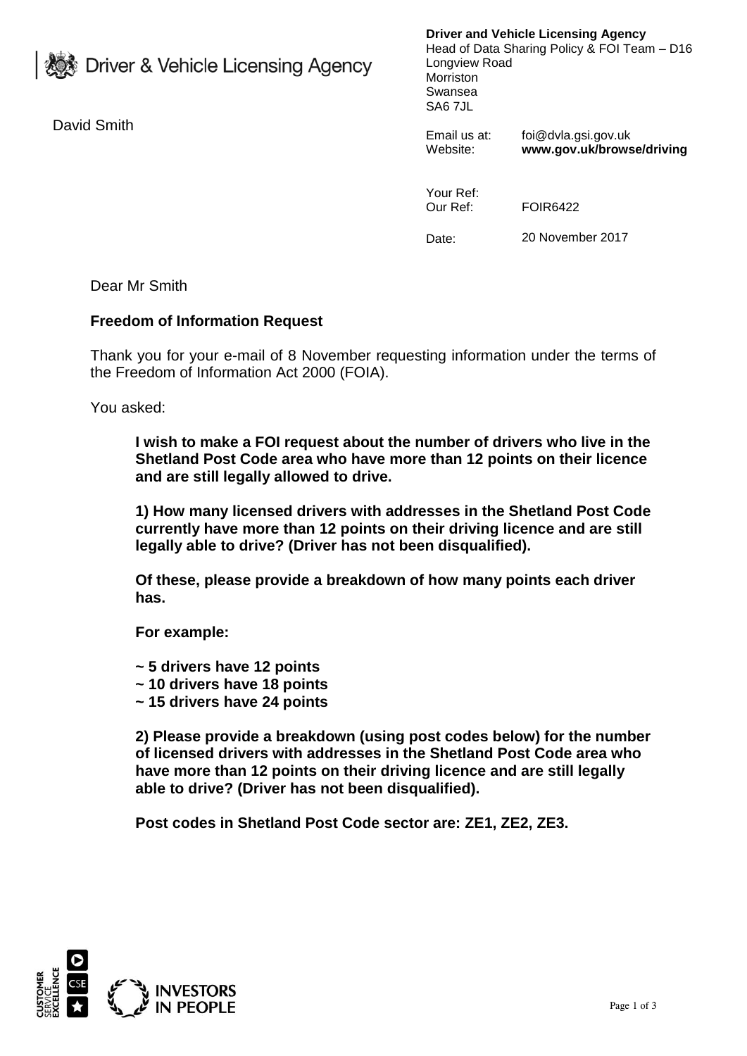Driver & Vehicle Licensing Agency

**Driver and Vehicle Licensing Agency**
Head of Data Sharing Policy & FOI Team – D16
Longview Road
Morriston
Swansea
SA6 7JL

David Smith

Email us at: foi@dvla.gsi.gov.uk
Website: **www.gov.uk/browse/driving**

Your Ref:
Our Ref: FOIR6422

Date: 20 November 2017

Dear Mr Smith

**Freedom of Information Request**

Thank you for your e-mail of 8 November requesting information under the terms of the Freedom of Information Act 2000 (FOIA).

You asked:

> **I wish to make a FOI request about the number of drivers who live in the Shetland Post Code area who have more than 12 points on their licence and are still legally allowed to drive.**
>
> **1) How many licensed drivers with addresses in the Shetland Post Code currently have more than 12 points on their driving licence and are still legally able to drive? (Driver has not been disqualified).**
>
> **Of these, please provide a breakdown of how many points each driver has.**
>
> **For example:**
>
> **~ 5 drivers have 12 points**
> **~ 10 drivers have 18 points**
> **~ 15 drivers have 24 points**
>
> **2) Please provide a breakdown (using post codes below) for the number of licensed drivers with addresses in the Shetland Post Code area who have more than 12 points on their driving licence and are still legally able to drive? (Driver has not been disqualified).**
>
> **Post codes in Shetland Post Code sector are: ZE1, ZE2, ZE3.**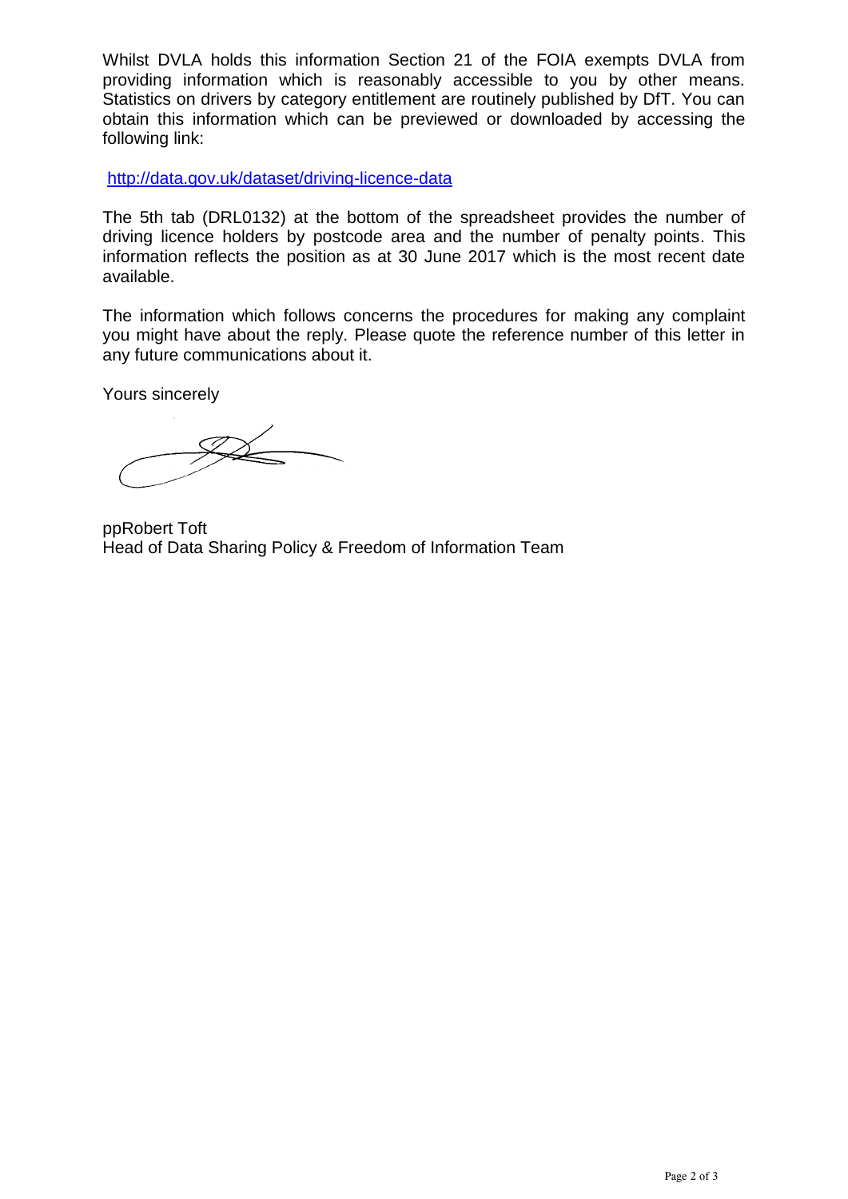Whilst DVLA holds this information Section 21 of the FOIA exempts DVLA from providing information which is reasonably accessible to you by other means. Statistics on drivers by category entitlement are routinely published by DfT. You can obtain this information which can be previewed or downloaded by accessing the following link:

http://data.gov.uk/dataset/driving-licence-data

The 5th tab (DRL0132) at the bottom of the spreadsheet provides the number of driving licence holders by postcode area and the number of penalty points. This information reflects the position as at 30 June 2017 which is the most recent date available.

The information which follows concerns the procedures for making any complaint you might have about the reply. Please quote the reference number of this letter in any future communications about it.

Yours sincerely

ppRobert Toft
Head of Data Sharing Policy & Freedom of Information Team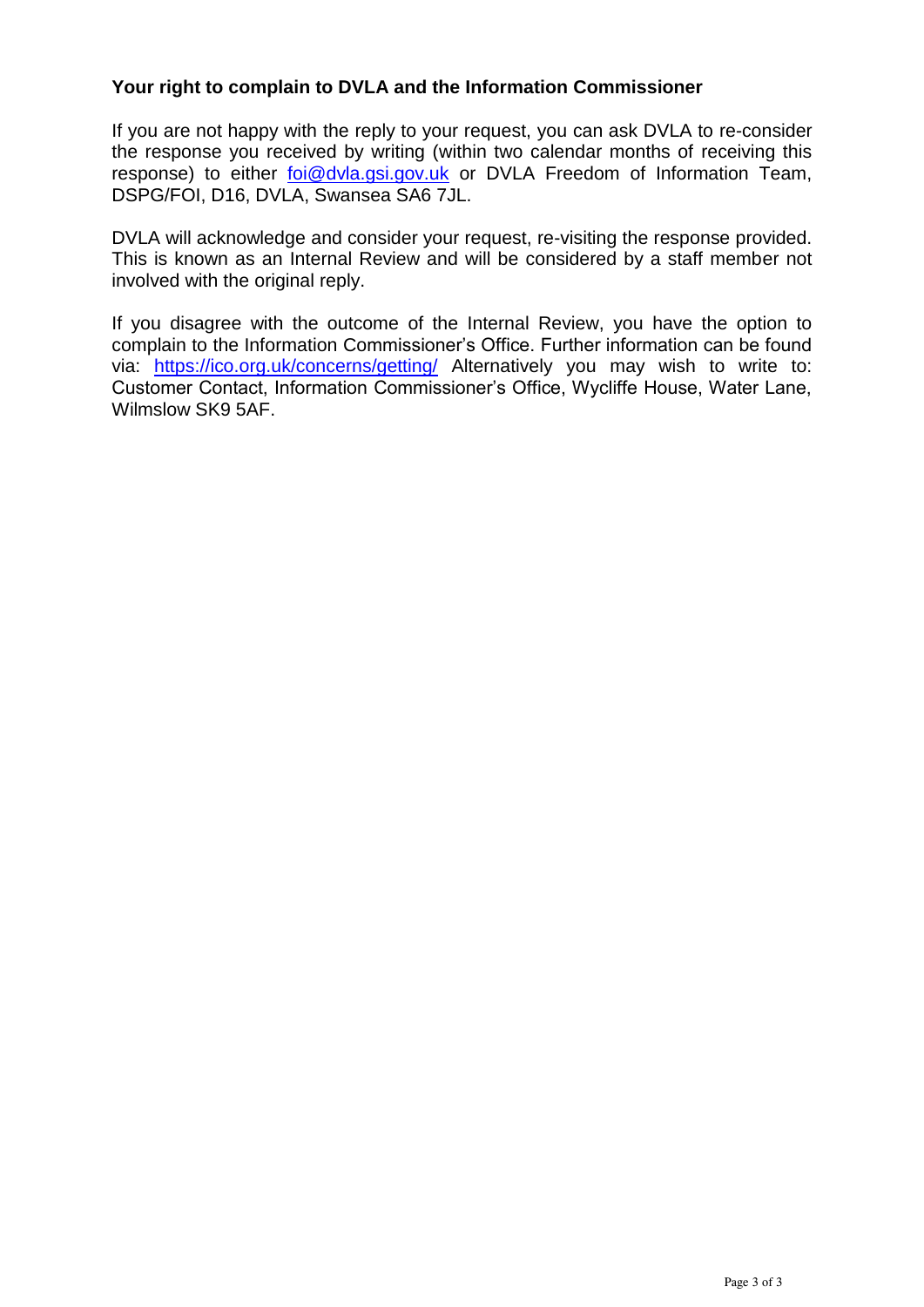## Your right to complain to DVLA and the Information Commissioner

If you are not happy with the reply to your request, you can ask DVLA to re-consider the response you received by writing (within two calendar months of receiving this response) to either foi@dvla.gsi.gov.uk or DVLA Freedom of Information Team, DSPG/FOI, D16, DVLA, Swansea SA6 7JL.

DVLA will acknowledge and consider your request, re-visiting the response provided. This is known as an Internal Review and will be considered by a staff member not involved with the original reply.

If you disagree with the outcome of the Internal Review, you have the option to complain to the Information Commissioner's Office. Further information can be found via: https://ico.org.uk/concerns/getting/ Alternatively you may wish to write to: Customer Contact, Information Commissioner's Office, Wycliffe House, Water Lane, Wilmslow SK9 5AF.